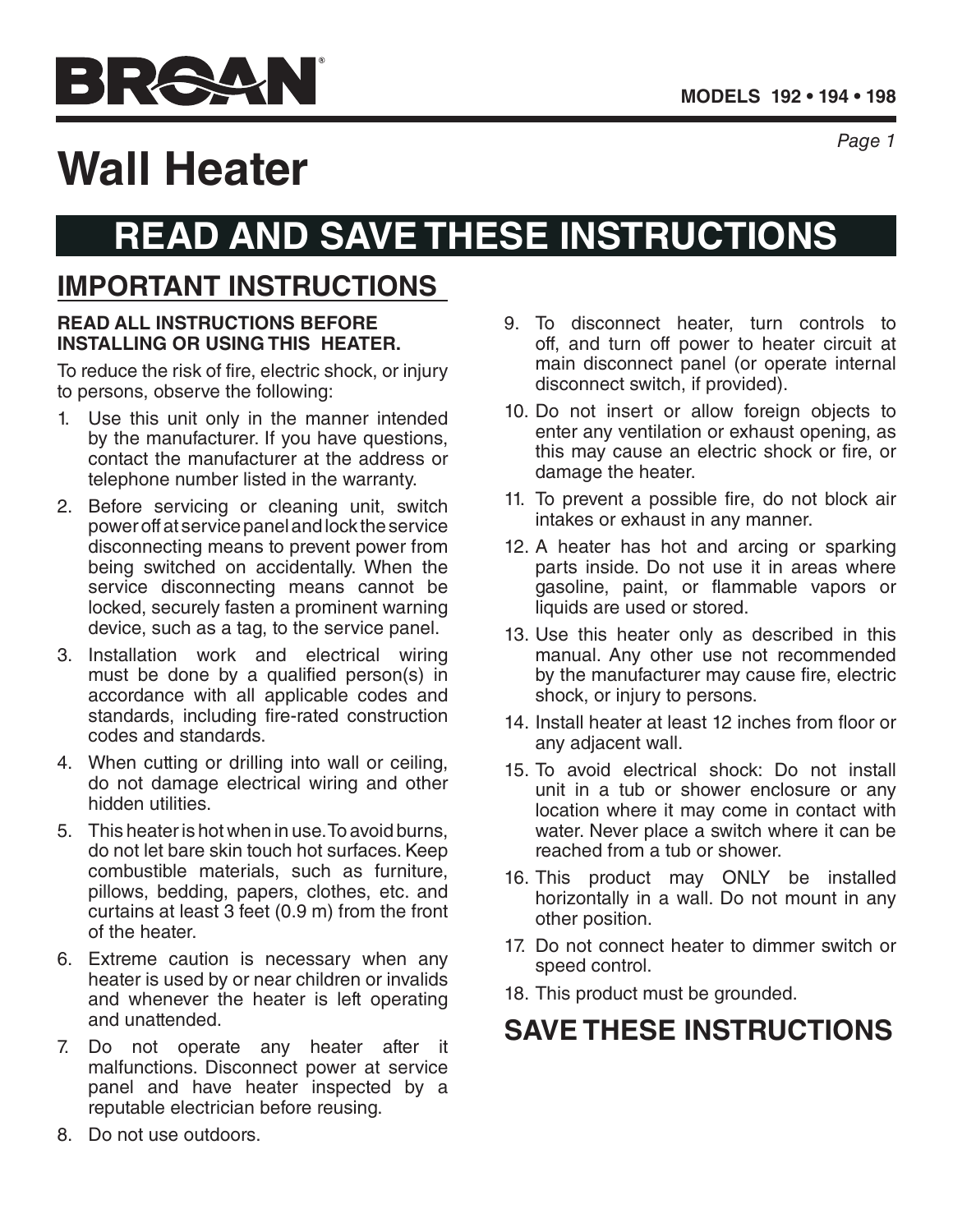# BROAN

**MODELS 192 • 194 • 198**

# Wall Heater

## READ AND SAVE THESE INSTRUCTIONS

## IMPORTANT INSTRUCTIONS

**READ ALL INSTRUCTIONS BEFORE INSTALLING OR USING THIS HEATER.**

To reduce the risk of fire, electric shock, or injury to persons, observe the following:

1. Use this unit only in the manner intended by the manufacturer. If you have questions, contact the manufacturer at the address or telephone number listed in the warranty.
2. Before servicing or cleaning unit, switch power off at service panel and lock the service disconnecting means to prevent power from being switched on accidentally. When the service disconnecting means cannot be locked, securely fasten a prominent warning device, such as a tag, to the service panel.
3. Installation work and electrical wiring must be done by a qualified person(s) in accordance with all applicable codes and standards, including fire-rated construction codes and standards.
4. When cutting or drilling into wall or ceiling, do not damage electrical wiring and other hidden utilities.
5. This heater is hot when in use. To avoid burns, do not let bare skin touch hot surfaces. Keep combustible materials, such as furniture, pillows, bedding, papers, clothes, etc. and curtains at least 3 feet (0.9 m) from the front of the heater.
6. Extreme caution is necessary when any heater is used by or near children or invalids and whenever the heater is left operating and unattended.
7. Do not operate any heater after it malfunctions. Disconnect power at service panel and have heater inspected by a reputable electrician before reusing.
8. Do not use outdoors.
9. To disconnect heater, turn controls to off, and turn off power to heater circuit at main disconnect panel (or operate internal disconnect switch, if provided).
10. Do not insert or allow foreign objects to enter any ventilation or exhaust opening, as this may cause an electric shock or fire, or damage the heater.
11. To prevent a possible fire, do not block air intakes or exhaust in any manner.
12. A heater has hot and arcing or sparking parts inside. Do not use it in areas where gasoline, paint, or flammable vapors or liquids are used or stored.
13. Use this heater only as described in this manual. Any other use not recommended by the manufacturer may cause fire, electric shock, or injury to persons.
14. Install heater at least 12 inches from floor or any adjacent wall.
15. To avoid electrical shock: Do not install unit in a tub or shower enclosure or any location where it may come in contact with water. Never place a switch where it can be reached from a tub or shower.
16. This product may ONLY be installed horizontally in a wall. Do not mount in any other position.
17. Do not connect heater to dimmer switch or speed control.
18. This product must be grounded.

## SAVE THESE INSTRUCTIONS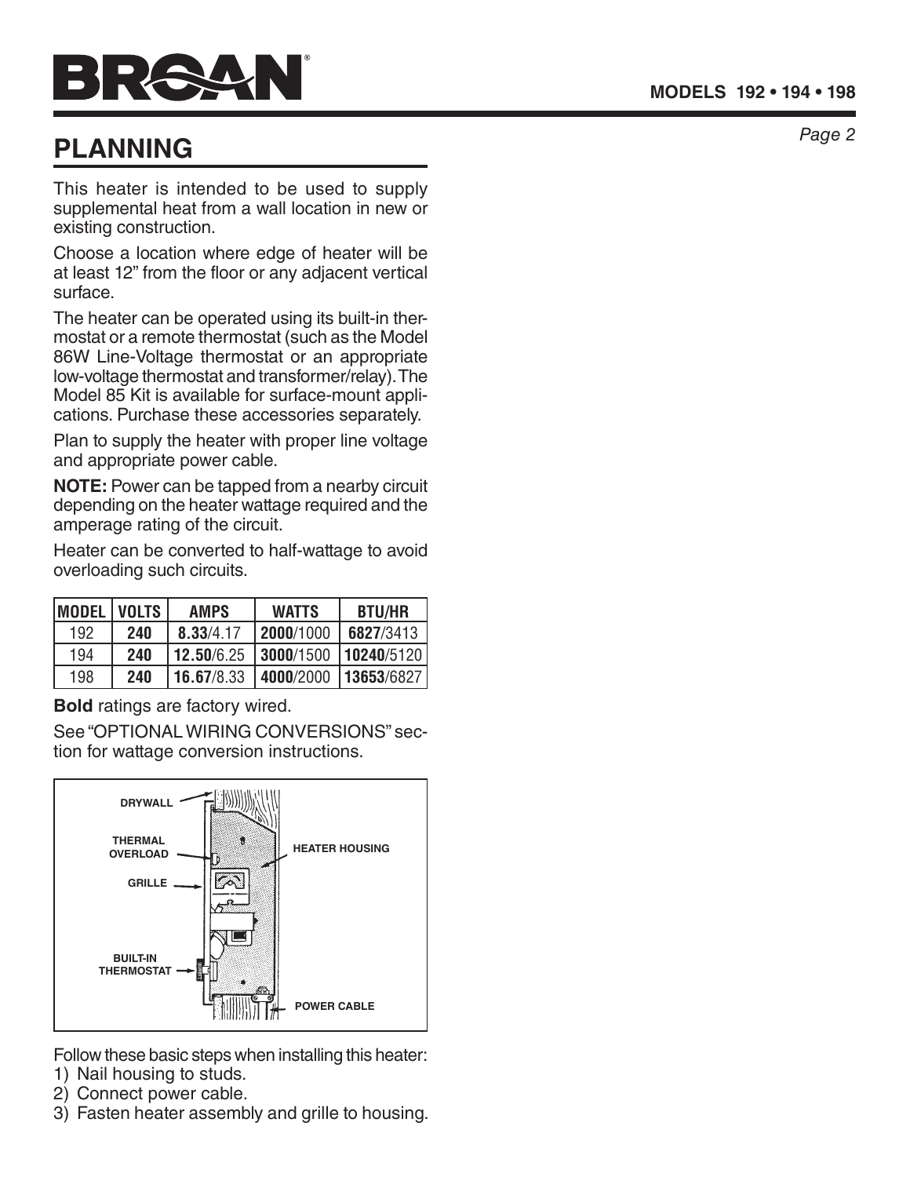## PLANNING

This heater is intended to be used to supply supplemental heat from a wall location in new or existing construction.

Choose a location where edge of heater will be at least 12" from the floor or any adjacent vertical surface.

The heater can be operated using its built-in thermostat or a remote thermostat (such as the Model 86W Line-Voltage thermostat or an appropriate low-voltage thermostat and transformer/relay). The Model 85 Kit is available for surface-mount applications. Purchase these accessories separately.

Plan to supply the heater with proper line voltage and appropriate power cable.

**NOTE:** Power can be tapped from a nearby circuit depending on the heater wattage required and the amperage rating of the circuit.

Heater can be converted to half-wattage to avoid overloading such circuits.

| MODEL | VOLTS | AMPS | WATTS | BTU/HR |
|---|---|---|---|---|
| 192 | **240** | **8.33**/4.17 | **2000**/1000 | **6827**/3413 |
| 194 | **240** | **12.50**/6.25 | **3000**/1500 | **10240**/5120 |
| 198 | **240** | **16.67**/8.33 | **4000**/2000 | **13653**/6827 |

**Bold** ratings are factory wired.

See "OPTIONAL WIRING CONVERSIONS" section for wattage conversion instructions.

DRYWALL

THERMAL OVERLOAD

GRILLE

BUILT-IN THERMOSTAT

HEATER HOUSING

POWER CABLE

Follow these basic steps when installing this heater:

1) Nail housing to studs.
2) Connect power cable.
3) Fasten heater assembly and grille to housing.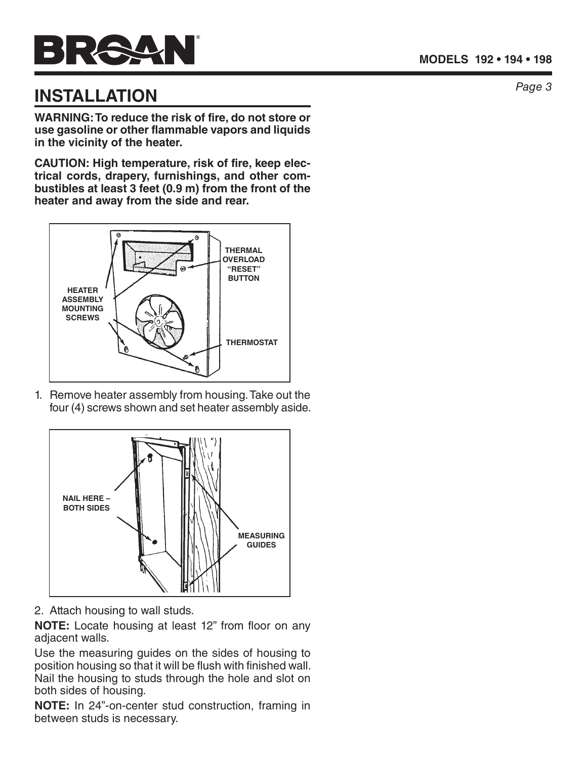## INSTALLATION

**WARNING: To reduce the risk of fire, do not store or use gasoline or other flammable vapors and liquids in the vicinity of the heater.**

**CAUTION: High temperature, risk of fire, keep electrical cords, drapery, furnishings, and other combustibles at least 3 feet (0.9 m) from the front of the heater and away from the side and rear.**

HEATER ASSEMBLY MOUNTING SCREWS

THERMAL OVERLOAD "RESET" BUTTON

THERMOSTAT

1. Remove heater assembly from housing. Take out the four (4) screws shown and set heater assembly aside.

NAIL HERE – BOTH SIDES

MEASURING GUIDES

2. Attach housing to wall studs.

**NOTE:** Locate housing at least 12" from floor on any adjacent walls.

Use the measuring guides on the sides of housing to position housing so that it will be flush with finished wall. Nail the housing to studs through the hole and slot on both sides of housing.

**NOTE:** In 24"-on-center stud construction, framing in between studs is necessary.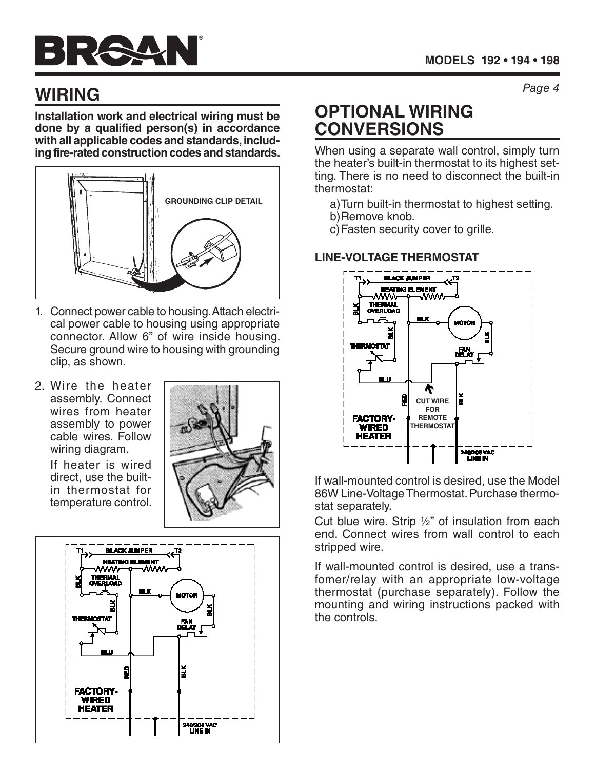## WIRING

**Installation work and electrical wiring must be done by a qualified person(s) in accordance with all applicable codes and standards, including fire-rated construction codes and standards.**

GROUNDING CLIP DETAIL

1. Connect power cable to housing. Attach electrical power cable to housing using appropriate connector. Allow 6" of wire inside housing. Secure ground wire to housing with grounding clip, as shown.

2. Wire the heater assembly. Connect wires from heater assembly to power cable wires. Follow wiring diagram.

   If heater is wired direct, use the built-in thermostat for temperature control.

T1 BLACK JUMPER T2
HEATING ELEMENT
BLK THERMAL OVERLOAD
BLK
BLK MOTOR
THERMOSTAT
BLK
FAN DELAY
BLU
RED
BLK
FACTORY-WIRED HEATER
240/208 VAC LINE IN

## OPTIONAL WIRING CONVERSIONS

When using a separate wall control, simply turn the heater's built-in thermostat to its highest setting. There is no need to disconnect the built-in thermostat:

a) Turn built-in thermostat to highest setting.
b) Remove knob.
c) Fasten security cover to grille.

### LINE-VOLTAGE THERMOSTAT

T1 BLACK JUMPER T2
HEATING ELEMENT
BLK THERMAL OVERLOAD
BLK
BLK MOTOR
THERMOSTAT
BLK
FAN DELAY
BLU
RED
CUT WIRE FOR REMOTE THERMOSTAT
BLK
FACTORY-WIRED HEATER
240/208 VAC LINE IN

If wall-mounted control is desired, use the Model 86W Line-Voltage Thermostat. Purchase thermostat separately.

Cut blue wire. Strip ½" of insulation from each end. Connect wires from wall control to each stripped wire.

If wall-mounted control is desired, use a transfomer/relay with an appropriate low-voltage thermostat (purchase separately). Follow the mounting and wiring instructions packed with the controls.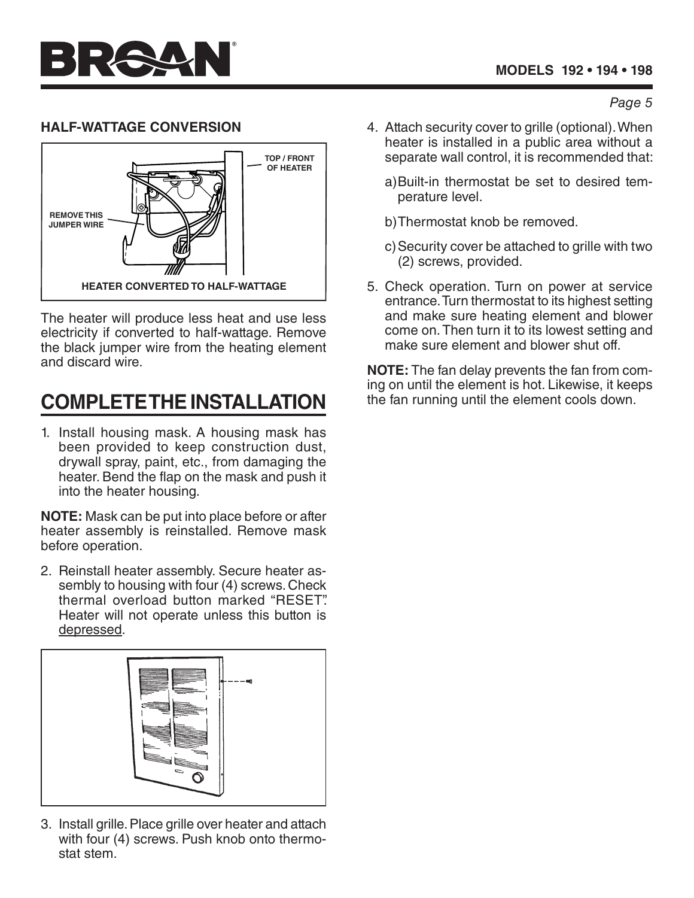### HALF-WATTAGE CONVERSION

TOP / FRONT OF HEATER

REMOVE THIS JUMPER WIRE

HEATER CONVERTED TO HALF-WATTAGE

The heater will produce less heat and use less electricity if converted to half-wattage. Remove the black jumper wire from the heating element and discard wire.

## COMPLETE THE INSTALLATION

1. Install housing mask. A housing mask has been provided to keep construction dust, drywall spray, paint, etc., from damaging the heater. Bend the flap on the mask and push it into the heater housing.

**NOTE:** Mask can be put into place before or after heater assembly is reinstalled. Remove mask before operation.

2. Reinstall heater assembly. Secure heater assembly to housing with four (4) screws. Check thermal overload button marked "RESET". Heater will not operate unless this button is depressed.

3. Install grille. Place grille over heater and attach with four (4) screws. Push knob onto thermostat stem.

4. Attach security cover to grille (optional). When heater is installed in a public area without a separate wall control, it is recommended that:

   a) Built-in thermostat be set to desired temperature level.

   b) Thermostat knob be removed.

   c) Security cover be attached to grille with two (2) screws, provided.

5. Check operation. Turn on power at service entrance. Turn thermostat to its highest setting and make sure heating element and blower come on. Then turn it to its lowest setting and make sure element and blower shut off.

**NOTE:** The fan delay prevents the fan from coming on until the element is hot. Likewise, it keeps the fan running until the element cools down.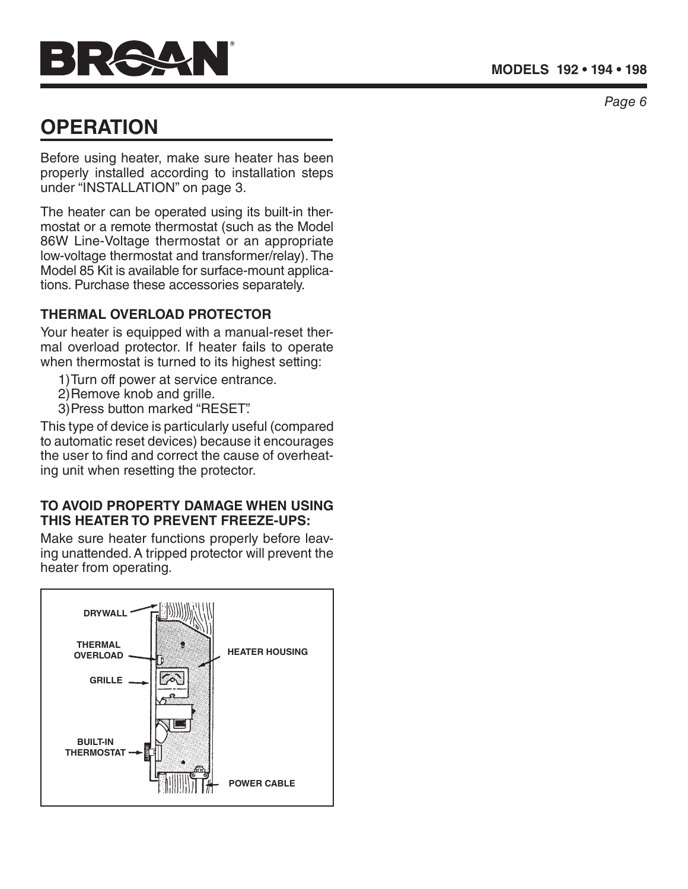## OPERATION

Before using heater, make sure heater has been properly installed according to installation steps under "INSTALLATION" on page 3.

The heater can be operated using its built-in thermostat or a remote thermostat (such as the Model 86W Line-Voltage thermostat or an appropriate low-voltage thermostat and transformer/relay). The Model 85 Kit is available for surface-mount applications. Purchase these accessories separately.

### THERMAL OVERLOAD PROTECTOR

Your heater is equipped with a manual-reset thermal overload protector. If heater fails to operate when thermostat is turned to its highest setting:

1) Turn off power at service entrance.
2) Remove knob and grille.
3) Press button marked "RESET".

This type of device is particularly useful (compared to automatic reset devices) because it encourages the user to find and correct the cause of overheating unit when resetting the protector.

### TO AVOID PROPERTY DAMAGE WHEN USING THIS HEATER TO PREVENT FREEZE-UPS:

Make sure heater functions properly before leaving unattended. A tripped protector will prevent the heater from operating.

DRYWALL

THERMAL OVERLOAD

GRILLE

BUILT-IN THERMOSTAT

HEATER HOUSING

POWER CABLE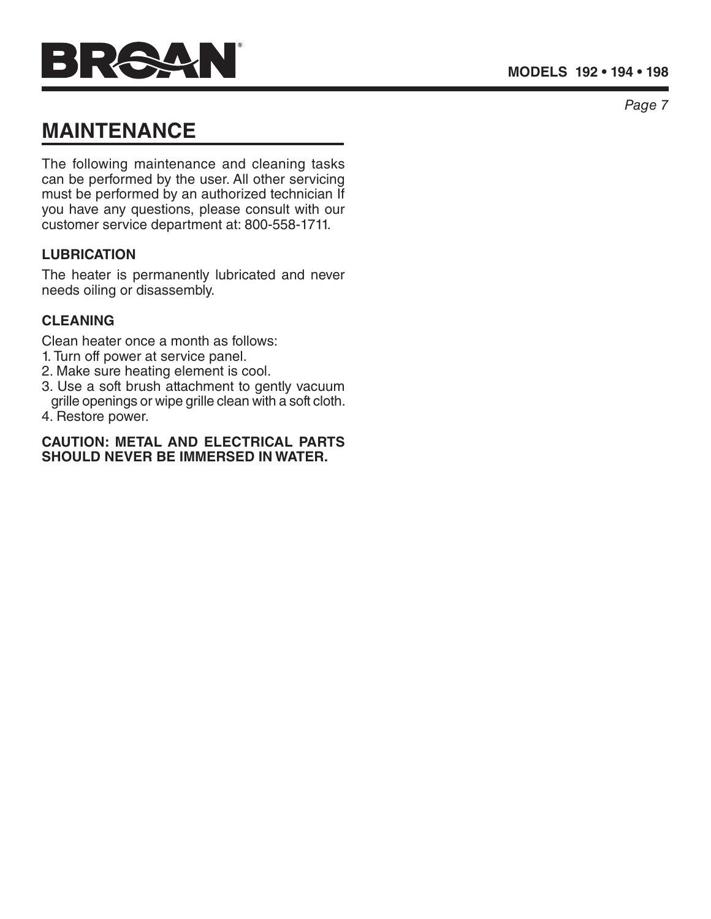## MAINTENANCE

The following maintenance and cleaning tasks can be performed by the user. All other servicing must be performed by an authorized technician If you have any questions, please consult with our customer service department at: 800-558-1711.

### LUBRICATION

The heater is permanently lubricated and never needs oiling or disassembly.

### CLEANING

Clean heater once a month as follows:

1. Turn off power at service panel.
2. Make sure heating element is cool.
3. Use a soft brush attachment to gently vacuum grille openings or wipe grille clean with a soft cloth.
4. Restore power.

**CAUTION: METAL AND ELECTRICAL PARTS SHOULD NEVER BE IMMERSED IN WATER.**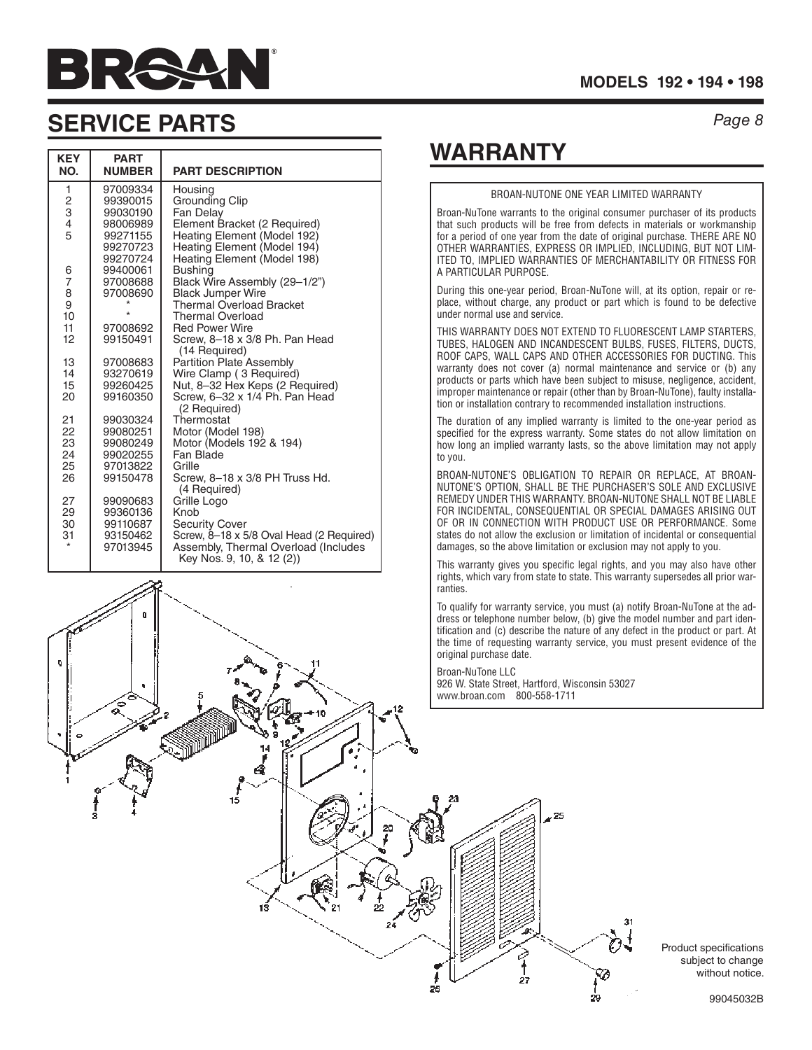# SERVICE PARTS

| KEY NO. | PART NUMBER | PART DESCRIPTION |
|---|---|---|
| 1 | 97009334 | Housing |
| 2 | 99390015 | Grounding Clip |
| 3 | 99030190 | Fan Delay |
| 4 | 98006989 | Element Bracket (2 Required) |
| 5 | 99271155 | Heating Element (Model 192) |
| | 99270723 | Heating Element (Model 194) |
| | 99270724 | Heating Element (Model 198) |
| 6 | 99400061 | Bushing |
| 7 | 97008688 | Black Wire Assembly (29–1/2") |
| 8 | 97008690 | Black Jumper Wire |
| 9 | * | Thermal Overload Bracket |
| 10 | * | Thermal Overload |
| 11 | 97008692 | Red Power Wire |
| 12 | 99150491 | Screw, 8–18 x 3/8 Ph. Pan Head (14 Required) |
| 13 | 97008683 | Partition Plate Assembly |
| 14 | 93270619 | Wire Clamp ( 3 Required) |
| 15 | 99260425 | Nut, 8–32 Hex Keps (2 Required) |
| 20 | 99160350 | Screw, 6–32 x 1/4 Ph. Pan Head (2 Required) |
| 21 | 99030324 | Thermostat |
| 22 | 99080251 | Motor (Model 198) |
| 23 | 99080249 | Motor (Models 192 & 194) |
| 24 | 99020255 | Fan Blade |
| 25 | 97013822 | Grille |
| 26 | 99150478 | Screw, 8–18 x 3/8 PH Truss Hd. (4 Required) |
| 27 | 99090683 | Grille Logo |
| 29 | 99360136 | Knob |
| 30 | 99110687 | Security Cover |
| 31 | 93150462 | Screw, 8–18 x 5/8 Oval Head (2 Required) |
| * | 97013945 | Assembly, Thermal Overload (Includes Key Nos. 9, 10, & 12 (2)) |

# WARRANTY

BROAN-NUTONE ONE YEAR LIMITED WARRANTY

Broan-NuTone warrants to the original consumer purchaser of its products that such products will be free from defects in materials or workmanship for a period of one year from the date of original purchase. THERE ARE NO OTHER WARRANTIES, EXPRESS OR IMPLIED, INCLUDING, BUT NOT LIMITED TO, IMPLIED WARRANTIES OF MERCHANTABILITY OR FITNESS FOR A PARTICULAR PURPOSE.

During this one-year period, Broan-NuTone will, at its option, repair or replace, without charge, any product or part which is found to be defective under normal use and service.

THIS WARRANTY DOES NOT EXTEND TO FLUORESCENT LAMP STARTERS, TUBES, HALOGEN AND INCANDESCENT BULBS, FUSES, FILTERS, DUCTS, ROOF CAPS, WALL CAPS AND OTHER ACCESSORIES FOR DUCTING. This warranty does not cover (a) normal maintenance and service or (b) any products or parts which have been subject to misuse, negligence, accident, improper maintenance or repair (other than by Broan-NuTone), faulty installation or installation contrary to recommended installation instructions.

The duration of any implied warranty is limited to the one-year period as specified for the express warranty. Some states do not allow limitation on how long an implied warranty lasts, so the above limitation may not apply to you.

BROAN-NUTONE'S OBLIGATION TO REPAIR OR REPLACE, AT BROAN-NUTONE'S OPTION, SHALL BE THE PURCHASER'S SOLE AND EXCLUSIVE REMEDY UNDER THIS WARRANTY. BROAN-NUTONE SHALL NOT BE LIABLE FOR INCIDENTAL, CONSEQUENTIAL OR SPECIAL DAMAGES ARISING OUT OF OR IN CONNECTION WITH PRODUCT USE OR PERFORMANCE. Some states do not allow the exclusion or limitation of incidental or consequential damages, so the above limitation or exclusion may not apply to you.

This warranty gives you specific legal rights, and you may also have other rights, which vary from state to state. This warranty supersedes all prior warranties.

To qualify for warranty service, you must (a) notify Broan-NuTone at the address or telephone number below, (b) give the model number and part identification and (c) describe the nature of any defect in the product or part. At the time of requesting warranty service, you must present evidence of the original purchase date.

Broan-NuTone LLC
926 W. State Street, Hartford, Wisconsin 53027
www.broan.com 800-558-1711

Product specifications subject to change without notice.

99045032B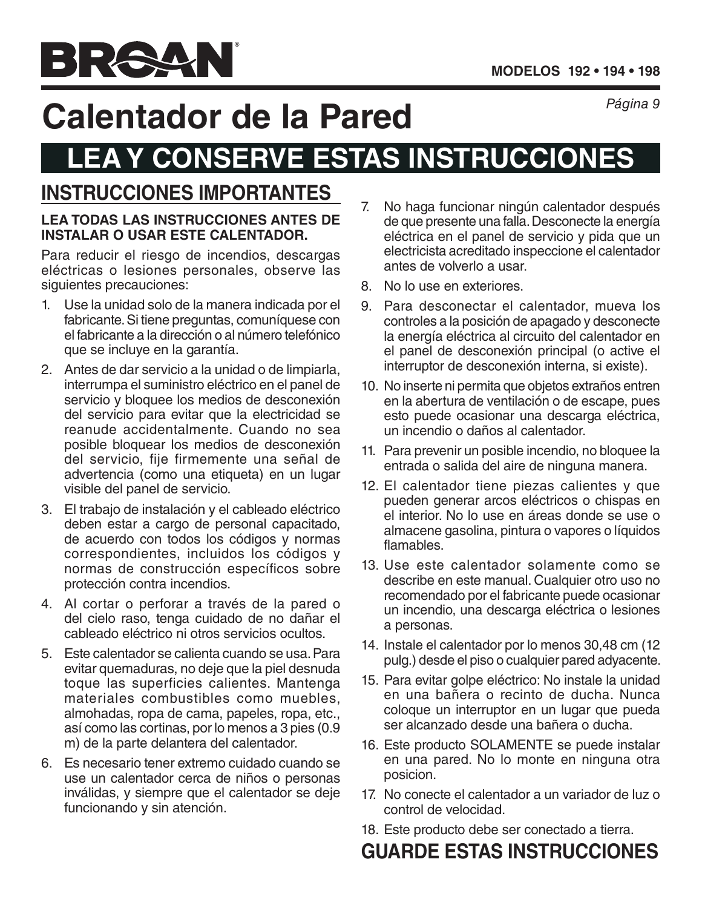BROAN®

MODELOS 192 • 194 • 198

# Calentador de la Pared

# LEA Y CONSERVE ESTAS INSTRUCCIONES

## INSTRUCCIONES IMPORTANTES

**LEA TODAS LAS INSTRUCCIONES ANTES DE INSTALAR O USAR ESTE CALENTADOR.**

Para reducir el riesgo de incendios, descargas eléctricas o lesiones personales, observe las siguientes precauciones:

1. Use la unidad solo de la manera indicada por el fabricante. Si tiene preguntas, comuníquese con el fabricante a la dirección o al número telefónico que se incluye en la garantía.
2. Antes de dar servicio a la unidad o de limpiarla, interrumpa el suministro eléctrico en el panel de servicio y bloquee los medios de desconexión del servicio para evitar que la electricidad se reanude accidentalmente. Cuando no sea posible bloquear los medios de desconexión del servicio, fije firmemente una señal de advertencia (como una etiqueta) en un lugar visible del panel de servicio.
3. El trabajo de instalación y el cableado eléctrico deben estar a cargo de personal capacitado, de acuerdo con todos los códigos y normas correspondientes, incluidos los códigos y normas de construcción específicos sobre protección contra incendios.
4. Al cortar o perforar a través de la pared o del cielo raso, tenga cuidado de no dañar el cableado eléctrico ni otros servicios ocultos.
5. Este calentador se calienta cuando se usa. Para evitar quemaduras, no deje que la piel desnuda toque las superficies calientes. Mantenga materiales combustibles como muebles, almohadas, ropa de cama, papeles, ropa, etc., así como las cortinas, por lo menos a 3 pies (0.9 m) de la parte delantera del calentador.
6. Es necesario tener extremo cuidado cuando se use un calentador cerca de niños o personas inválidas, y siempre que el calentador se deje funcionando y sin atención.
7. No haga funcionar ningún calentador después de que presente una falla. Desconecte la energía eléctrica en el panel de servicio y pida que un electricista acreditado inspeccione el calentador antes de volverlo a usar.
8. No lo use en exteriores.
9. Para desconectar el calentador, mueva los controles a la posición de apagado y desconecte la energía eléctrica al circuito del calentador en el panel de desconexión principal (o active el interruptor de desconexión interna, si existe).
10. No inserte ni permita que objetos extraños entren en la abertura de ventilación o de escape, pues esto puede ocasionar una descarga eléctrica, un incendio o daños al calentador.
11. Para prevenir un posible incendio, no bloquee la entrada o salida del aire de ninguna manera.
12. El calentador tiene piezas calientes y que pueden generar arcos eléctricos o chispas en el interior. No lo use en áreas donde se use o almacene gasolina, pintura o vapores o líquidos flamables.
13. Use este calentador solamente como se describe en este manual. Cualquier otro uso no recomendado por el fabricante puede ocasionar un incendio, una descarga eléctrica o lesiones a personas.
14. Instale el calentador por lo menos 30,48 cm (12 pulg.) desde el piso o cualquier pared adyacente.
15. Para evitar golpe eléctrico: No instale la unidad en una bañera o recinto de ducha. Nunca coloque un interruptor en un lugar que pueda ser alcanzado desde una bañera o ducha.
16. Este producto SOLAMENTE se puede instalar en una pared. No lo monte en ninguna otra posicion.
17. No conecte el calentador a un variador de luz o control de velocidad.
18. Este producto debe ser conectado a tierra.

## GUARDE ESTAS INSTRUCCIONES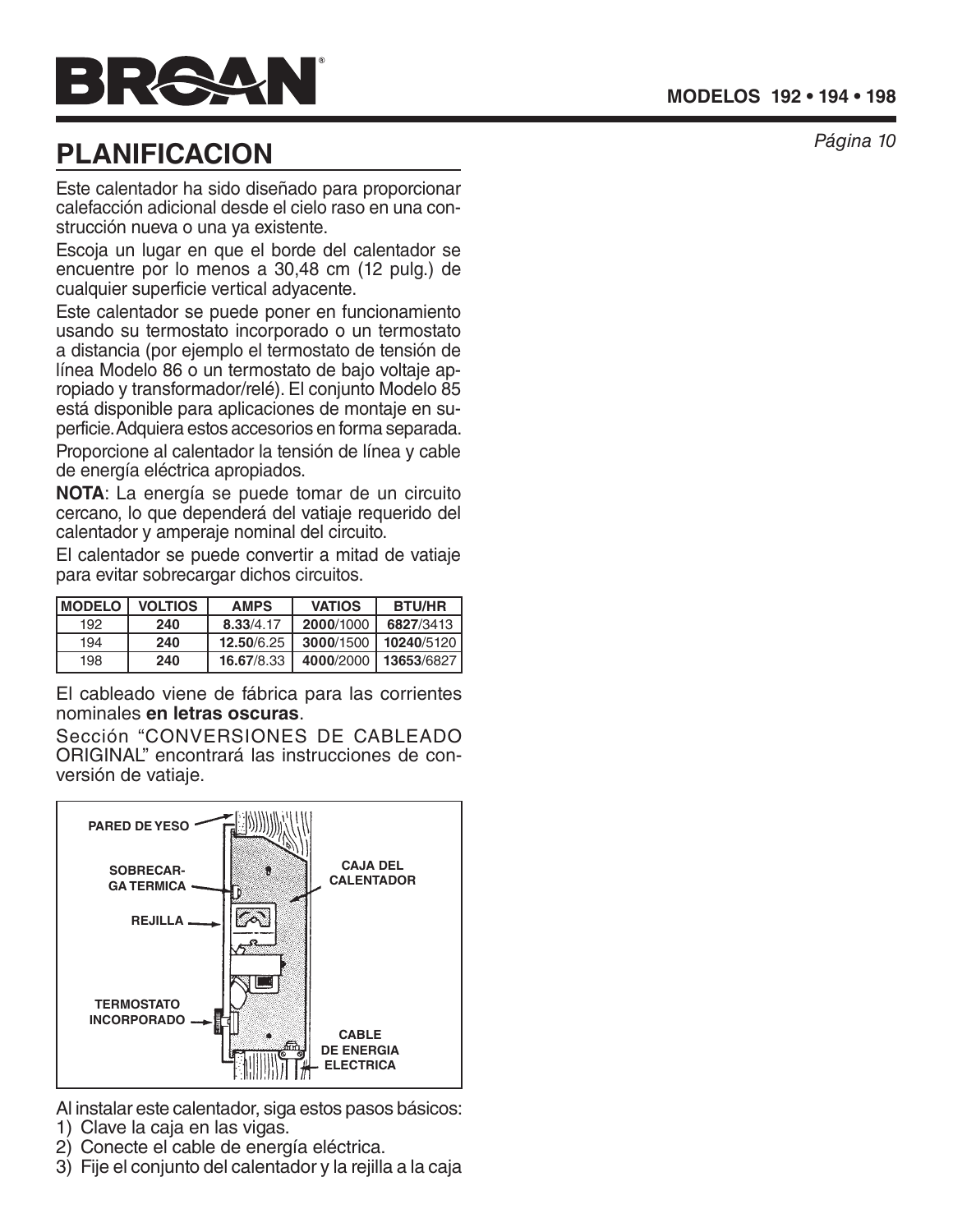## PLANIFICACION

Este calentador ha sido diseñado para proporcionar calefacción adicional desde el cielo raso en una construcción nueva o una ya existente.

Escoja un lugar en que el borde del calentador se encuentre por lo menos a 30,48 cm (12 pulg.) de cualquier superficie vertical adyacente.

Este calentador se puede poner en funcionamiento usando su termostato incorporado o un termostato a distancia (por ejemplo el termostato de tensión de línea Modelo 86 o un termostato de bajo voltaje apropiado y transformador/relé). El conjunto Modelo 85 está disponible para aplicaciones de montaje en superficie. Adquiera estos accesorios en forma separada.

Proporcione al calentador la tensión de línea y cable de energía eléctrica apropiados.

**NOTA**: La energía se puede tomar de un circuito cercano, lo que dependerá del vatiaje requerido del calentador y amperaje nominal del circuito.

El calentador se puede convertir a mitad de vatiaje para evitar sobrecargar dichos circuitos.

| MODELO | VOLTIOS | AMPS | VATIOS | BTU/HR |
|---|---|---|---|---|
| 192 | **240** | **8.33**/4.17 | **2000**/1000 | **6827**/3413 |
| 194 | **240** | **12.50**/6.25 | **3000**/1500 | **10240**/5120 |
| 198 | **240** | **16.67**/8.33 | **4000**/2000 | **13653**/6827 |

El cableado viene de fábrica para las corrientes nominales **en letras oscuras**.

Sección "CONVERSIONES DE CABLEADO ORIGINAL" encontrará las instrucciones de conversión de vatiaje.

PARED DE YESO · SOBRECARGA TERMICA · REJILLA · TERMOSTATO INCORPORADO · CAJA DEL CALENTADOR · CABLE DE ENERGIA ELECTRICA

Al instalar este calentador, siga estos pasos básicos:

1) Clave la caja en las vigas.
2) Conecte el cable de energía eléctrica.
3) Fije el conjunto del calentador y la rejilla a la caja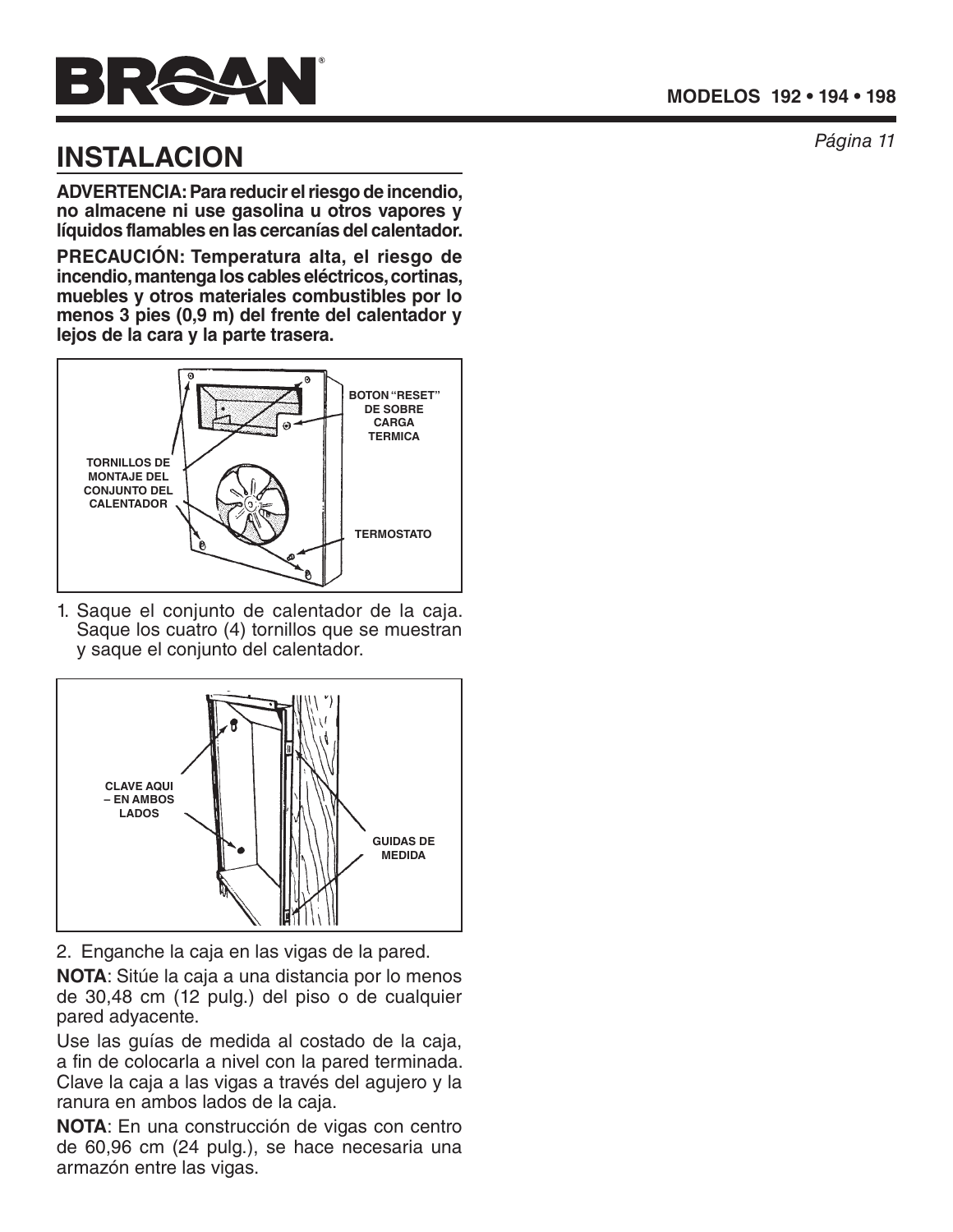## INSTALACION

**ADVERTENCIA: Para reducir el riesgo de incendio, no almacene ni use gasolina u otros vapores y líquidos flamables en las cercanías del calentador.**

**PRECAUCIÓN: Temperatura alta, el riesgo de incendio, mantenga los cables eléctricos, cortinas, muebles y otros materiales combustibles por lo menos 3 pies (0,9 m) del frente del calentador y lejos de la cara y la parte trasera.**

BOTON "RESET" DE SOBRE CARGA TERMICA

TORNILLOS DE MONTAJE DEL CONJUNTO DEL CALENTADOR

TERMOSTATO

1. Saque el conjunto de calentador de la caja. Saque los cuatro (4) tornillos que se muestran y saque el conjunto del calentador.

CLAVE AQUI – EN AMBOS LADOS

GUIDAS DE MEDIDA

2. Enganche la caja en las vigas de la pared.

**NOTA**: Sitúe la caja a una distancia por lo menos de 30,48 cm (12 pulg.) del piso o de cualquier pared adyacente.

Use las guías de medida al costado de la caja, a fin de colocarla a nivel con la pared terminada. Clave la caja a las vigas a través del agujero y la ranura en ambos lados de la caja.

**NOTA**: En una construcción de vigas con centro de 60,96 cm (24 pulg.), se hace necesaria una armazón entre las vigas.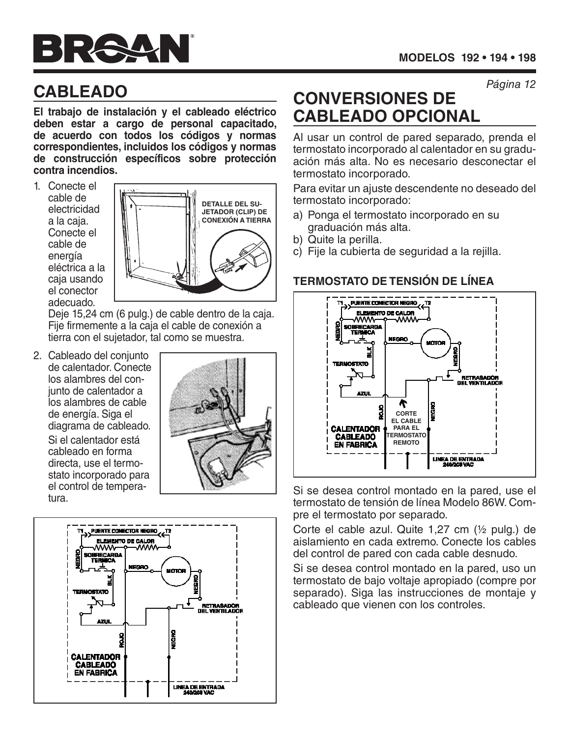## CABLEADO

**El trabajo de instalación y el cableado eléctrico deben estar a cargo de personal capacitado, de acuerdo con todos los códigos y normas correspondientes, incluidos los códigos y normas de construcción específicos sobre protección contra incendios.**

1. Conecte el cable de electricidad a la caja. Conecte el cable de energía eléctrica a la caja usando el conector adecuado.

   DETALLE DEL SUJETADOR (CLIP) DE CONEXIÓN A TIERRA

   Deje 15,24 cm (6 pulg.) de cable dentro de la caja. Fije firmemente a la caja el cable de conexión a tierra con el sujetador, tal como se muestra.

2. Cableado del conjunto de calentador. Conecte los alambres del conjunto de calentador a los alambres de cable de energía. Siga el diagrama de cableado.

   Si el calentador está cableado en forma directa, use el termostato incorporado para el control de temperatura.

T1 PUENTE CONECTOR NEGRO T2
ELEMENTO DE CALOR
NEGRO
SOBRECARGA TERMICA
NEGRO
MOTOR
BLK
NEGRO
TERMOSTATO
RETRASADOR DEL VENTILADOR
AZUL
ROJO
NEGRO
CALENTADOR CABLEADO EN FABRICA
LINEA DE ENTRADA 240/208 VAC

## CONVERSIONES DE CABLEADO OPCIONAL

Al usar un control de pared separado, prenda el termostato incorporado al calentador en su graduación más alta. No es necesario desconectar el termostato incorporado.

Para evitar un ajuste descendente no deseado del termostato incorporado:

a) Ponga el termostato incorporado en su graduación más alta.
b) Quite la perilla.
c) Fije la cubierta de seguridad a la rejilla.

### TERMOSTATO DE TENSIÓN DE LÍNEA

T1 PUENTE CONECTOR NEGRO T2
ELEMENTO DE CALOR
NEGRO
SOBRECARGA TERMICA
NEGRO
MOTOR
BLK
NEGRO
TERMOSTATO
RETRASADOR DEL VENTILADOR
AZUL
ROJO
CORTE EL CABLE PARA EL TERMOSTATO REMOTO
NEGRO
CALENTADOR CABLEADO EN FABRICA
LINEA DE ENTRADA 240/208 VAC

Si se desea control montado en la pared, use el termostato de tensión de línea Modelo 86W. Compre el termostato por separado.

Corte el cable azul. Quite 1,27 cm (½ pulg.) de aislamiento en cada extremo. Conecte los cables del control de pared con cada cable desnudo.

Si se desea control montado en la pared, uso un termostato de bajo voltaje apropiado (compre por separado). Siga las instrucciones de montaje y cableado que vienen con los controles.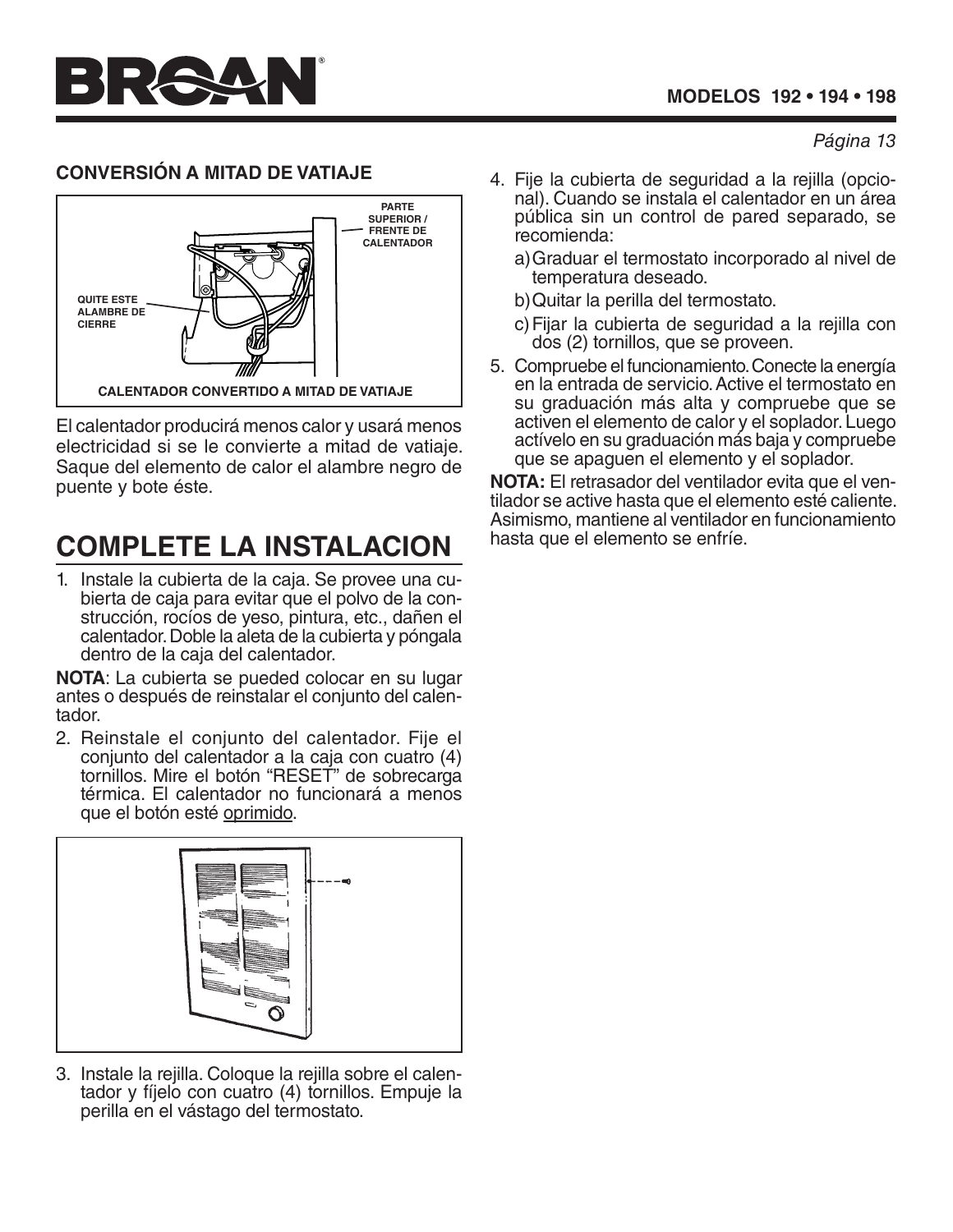### CONVERSIÓN A MITAD DE VATIAJE

PARTE SUPERIOR / FRENTE DE CALENTADOR

QUITE ESTE ALAMBRE DE CIERRE

CALENTADOR CONVERTIDO A MITAD DE VATIAJE

El calentador producirá menos calor y usará menos electricidad si se le convierte a mitad de vatiaje. Saque del elemento de calor el alambre negro de puente y bote éste.

## COMPLETE LA INSTALACION

1. Instale la cubierta de la caja. Se provee una cubierta de caja para evitar que el polvo de la construcción, rocíos de yeso, pintura, etc., dañen el calentador. Doble la aleta de la cubierta y póngala dentro de la caja del calentador.

**NOTA**: La cubierta se pueded colocar en su lugar antes o después de reinstalar el conjunto del calentador.

2. Reinstale el conjunto del calentador. Fije el conjunto del calentador a la caja con cuatro (4) tornillos. Mire el botón "RESET" de sobrecarga térmica. El calentador no funcionará a menos que el botón esté oprimido.

3. Instale la rejilla. Coloque la rejilla sobre el calentador y fíjelo con cuatro (4) tornillos. Empuje la perilla en el vástago del termostato.

4. Fije la cubierta de seguridad a la rejilla (opcional). Cuando se instala el calentador en un área pública sin un control de pared separado, se recomienda:
   a) Graduar el termostato incorporado al nivel de temperatura deseado.
   b) Quitar la perilla del termostato.
   c) Fijar la cubierta de seguridad a la rejilla con dos (2) tornillos, que se proveen.

5. Compruebe el funcionamiento. Conecte la energía en la entrada de servicio. Active el termostato en su graduación más alta y compruebe que se activen el elemento de calor y el soplador. Luego actívelo en su graduación más baja y compruebe que se apaguen el elemento y el soplador.

**NOTA:** El retrasador del ventilador evita que el ventilador se active hasta que el elemento esté caliente. Asimismo, mantiene al ventilador en funcionamiento hasta que el elemento se enfríe.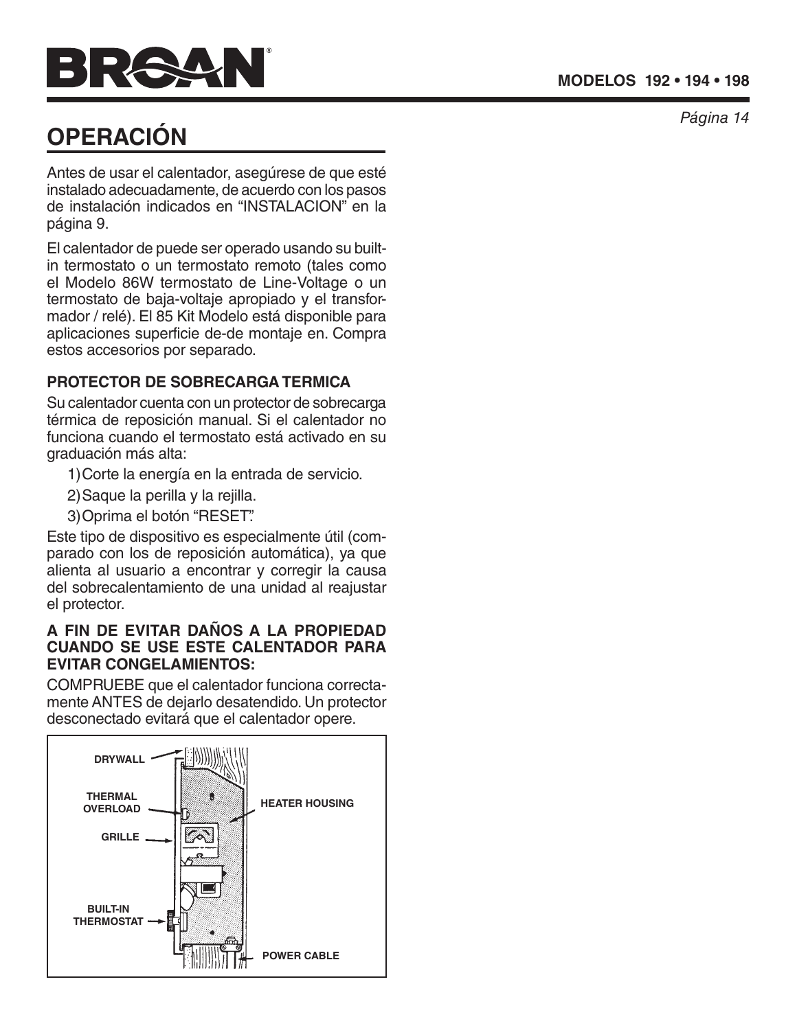# OPERACIÓN

Antes de usar el calentador, asegúrese de que esté instalado adecuadamente, de acuerdo con los pasos de instalación indicados en "INSTALACION" en la página 9.

El calentador de puede ser operado usando su built-in termostato o un termostato remoto (tales como el Modelo 86W termostato de Line-Voltage o un termostato de baja-voltaje apropiado y el transformador / relé). El 85 Kit Modelo está disponible para aplicaciones superficie de-de montaje en. Compra estos accesorios por separado.

### PROTECTOR DE SOBRECARGA TERMICA

Su calentador cuenta con un protector de sobrecarga térmica de reposición manual. Si el calentador no funciona cuando el termostato está activado en su graduación más alta:

1) Corte la energía en la entrada de servicio.
2) Saque la perilla y la rejilla.
3) Oprima el botón "RESET."

Este tipo de dispositivo es especialmente útil (comparado con los de reposición automática), ya que alienta al usuario a encontrar y corregir la causa del sobrecalentamiento de una unidad al reajustar el protector.

### A FIN DE EVITAR DAÑOS A LA PROPIEDAD CUANDO SE USE ESTE CALENTADOR PARA EVITAR CONGELAMIENTOS:

COMPRUEBE que el calentador funciona correctamente ANTES de dejarlo desatendido. Un protector desconectado evitará que el calentador opere.

DRYWALL

THERMAL OVERLOAD

GRILLE

BUILT-IN THERMOSTAT

HEATER HOUSING

POWER CABLE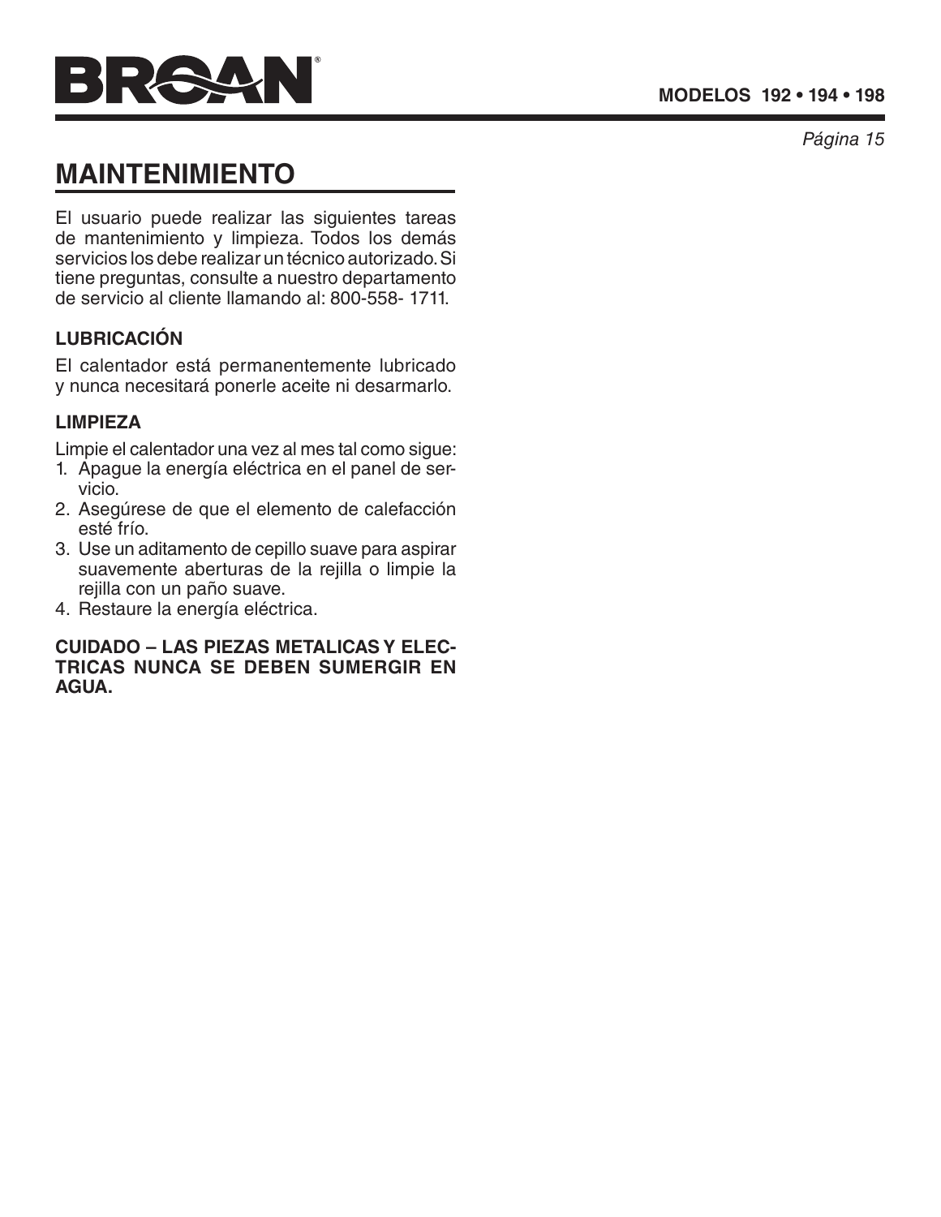# MAINTENIMIENTO

El usuario puede realizar las siguientes tareas de mantenimiento y limpieza. Todos los demás servicios los debe realizar un técnico autorizado. Si tiene preguntas, consulte a nuestro departamento de servicio al cliente llamando al: 800-558- 1711.

### LUBRICACIÓN

El calentador está permanentemente lubricado y nunca necesitará ponerle aceite ni desarmarlo.

### LIMPIEZA

Limpie el calentador una vez al mes tal como sigue:

1. Apague la energía eléctrica en el panel de servicio.
2. Asegúrese de que el elemento de calefacción esté frío.
3. Use un aditamento de cepillo suave para aspirar suavemente aberturas de la rejilla o limpie la rejilla con un paño suave.
4. Restaure la energía eléctrica.

**CUIDADO – LAS PIEZAS METALICAS Y ELECTRICAS NUNCA SE DEBEN SUMERGIR EN AGUA.**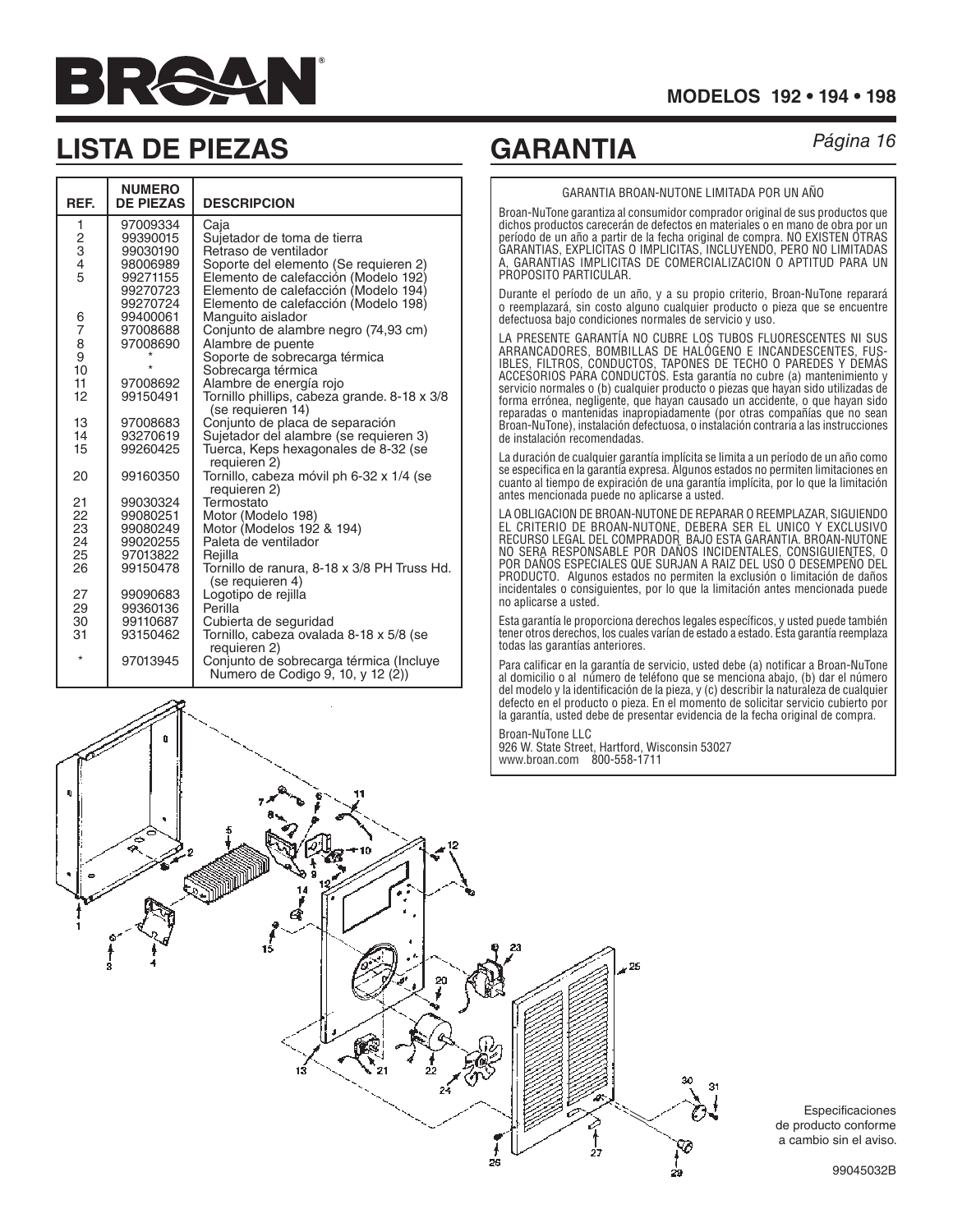# BROAN

**MODELOS 192 • 194 • 198**

## LISTA DE PIEZAS

| REF. | NUMERO DE PIEZAS | DESCRIPCION |
|---|---|---|
| 1 | 97009334 | Caja |
| 2 | 99390015 | Sujetador de toma de tierra |
| 3 | 99030190 | Retraso de ventilador |
| 4 | 98006989 | Soporte del elemento (Se requieren 2) |
| 5 | 99271155 | Elemento de calefacción (Modelo 192) |
| | 99270723 | Elemento de calefacción (Modelo 194) |
| | 99270724 | Elemento de calefacción (Modelo 198) |
| 6 | 99400061 | Manguito aislador |
| 7 | 97008688 | Conjunto de alambre negro (74,93 cm) |
| 8 | 97008690 | Alambre de puente |
| 9 | * | Soporte de sobrecarga térmica |
| 10 | * | Sobrecarga térmica |
| 11 | 97008692 | Alambre de energía rojo |
| 12 | 99150491 | Tornillo phillips, cabeza grande. 8-18 x 3/8 (se requieren 14) |
| 13 | 97008683 | Conjunto de placa de separación |
| 14 | 93270619 | Sujetador del alambre (se requieren 3) |
| 15 | 99260425 | Tuerca, Keps hexagonales de 8-32 (se requieren 2) |
| 20 | 99160350 | Tornillo, cabeza móvil ph 6-32 x 1/4 (se requieren 2) |
| 21 | 99030324 | Termostato |
| 22 | 99080251 | Motor (Modelo 198) |
| 23 | 99080249 | Motor (Modelos 192 & 194) |
| 24 | 99020255 | Paleta de ventilador |
| 25 | 97013822 | Rejilla |
| 26 | 99150478 | Tornillo de ranura, 8-18 x 3/8 PH Truss Hd. (se requieren 4) |
| 27 | 99090683 | Logotipo de rejilla |
| 29 | 99360136 | Perilla |
| 30 | 99110687 | Cubierta de seguridad |
| 31 | 93150462 | Tornillo, cabeza ovalada 8-18 x 5/8 (se requieren 2) |
| * | 97013945 | Conjunto de sobrecarga térmica (Incluye Numero de Codigo 9, 10, y 12 (2)) |

## GARANTIA

GARANTIA BROAN-NUTONE LIMITADA POR UN AÑO

Broan-NuTone garantiza al consumidor comprador original de sus productos que dichos productos carecerán de defectos en materiales o en mano de obra por un período de un año a partir de la fecha original de compra. NO EXISTEN OTRAS GARANTIAS, EXPLICITAS O IMPLICITAS, INCLUYENDO, PERO NO LIMITADAS A, GARANTIAS IMPLICITAS DE COMERCIALIZACION O APTITUD PARA UN PROPOSITO PARTICULAR.

Durante el período de un año, y a su propio criterio, Broan-NuTone reparará o reemplazará, sin costo alguno cualquier producto o pieza que se encuentre defectuosa bajo condiciones normales de servicio y uso.

LA PRESENTE GARANTÍA NO CUBRE LOS TUBOS FLUORESCENTES NI SUS ARRANCADORES, BOMBILLAS DE HALÓGENO E INCANDESCENTES, FUSIBLES, FILTROS, CONDUCTOS, TAPONES DE TECHO O PAREDES Y DEMÁS ACCESORIOS PARA CONDUCTOS. Esta garantía no cubre (a) mantenimiento y servicio normales o (b) cualquier producto o piezas que hayan sido utilizadas de forma errónea, negligente, que hayan causado un accidente, o que hayan sido reparadas o mantenidas inapropiadamente (por otras compañías que no sean Broan-NuTone), instalación defectuosa, o instalación contraria a las instrucciones de instalación recomendadas.

La duración de cualquier garantía implícita se limita a un período de un año como se especifica en la garantía expresa. Algunos estados no permiten limitaciones en cuanto al tiempo de expiración de una garantía implícita, por lo que la limitación antes mencionada puede no aplicarse a usted.

LA OBLIGACION DE BROAN-NUTONE DE REPARAR O REEMPLAZAR, SIGUIENDO EL CRITERIO DE BROAN-NUTONE, DEBERA SER EL UNICO Y EXCLUSIVO RECURSO LEGAL DEL COMPRADOR BAJO ESTA GARANTIA. BROAN-NUTONE NO SERA RESPONSABLE POR DAÑOS INCIDENTALES, CONSIGUIENTES, O POR DAÑOS ESPECIALES QUE SURJAN A RAIZ DEL USO O DESEMPEÑO DEL PRODUCTO. Algunos estados no permiten la exclusión o limitación de daños incidentales o consiguientes, por lo que la limitación antes mencionada puede no aplicarse a usted.

Esta garantía le proporciona derechos legales específicos, y usted puede también tener otros derechos, los cuales varían de estado a estado. Esta garantía reemplaza todas las garantías anteriores.

Para calificar en la garantía de servicio, usted debe (a) notificar a Broan-NuTone al domicilio o al número de teléfono que se menciona abajo, (b) dar el número del modelo y la identificación de la pieza, y (c) describir la naturaleza de cualquier defecto en el producto o pieza. En el momento de solicitar servicio cubierto por la garantía, usted debe de presentar evidencia de la fecha original de compra.

Broan-NuTone LLC
926 W. State Street, Hartford, Wisconsin 53027
www.broan.com 800-558-1711

Especificaciones de producto conforme a cambio sin el aviso.

99045032B